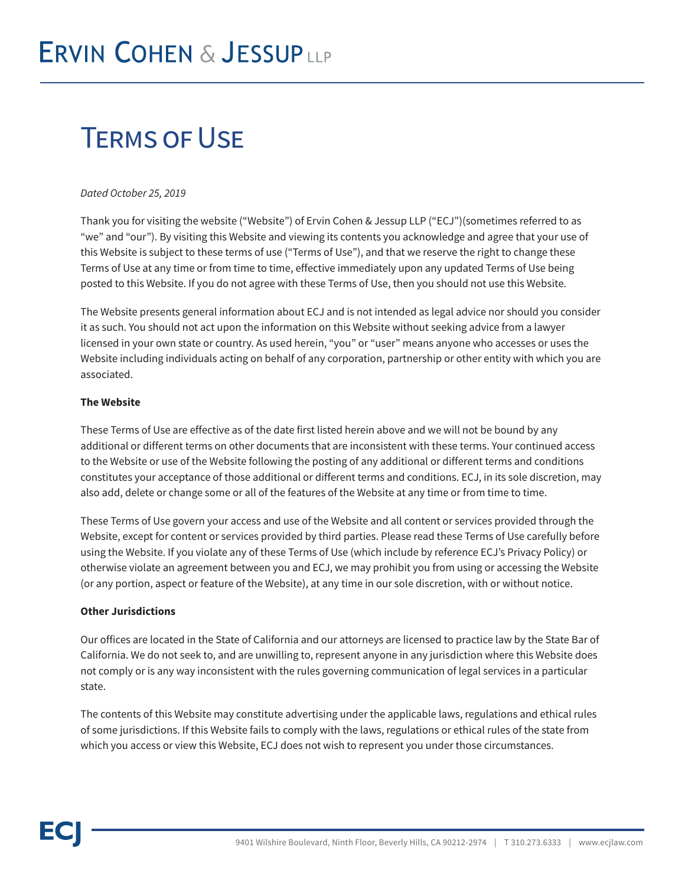# ERVIN COHEN & JESSUP LLP

# TERMS OF USE

*Dated October 25, 2019*

Thank you for visiting the website ("Website") of Ervin Cohen & Jessup LLP ("ECJ")(sometimes referred to as "we" and "our"). By visiting this Website and viewing its contents you acknowledge and agree that your use of this Website is subject to these terms of use ("Terms of Use"), and that we reserve the right to change these Terms of Use at any time or from time to time, effective immediately upon any updated Terms of Use being posted to this Website. If you do not agree with these Terms of Use, then you should not use this Website.

The Website presents general information about ECJ and is not intended as legal advice nor should you consider it as such. You should not act upon the information on this Website without seeking advice from a lawyer licensed in your own state or country. As used herein, "you" or "user" means anyone who accesses or uses the Website including individuals acting on behalf of any corporation, partnership or other entity with which you are associated.

**The Website**

These Terms of Use are effective as of the date first listed herein above and we will not be bound by any additional or different terms on other documents that are inconsistent with these terms. Your continued access to the Website or use of the Website following the posting of any additional or different terms and conditions constitutes your acceptance of those additional or different terms and conditions. ECJ, in its sole discretion, may also add, delete or change some or all of the features of the Website at any time or from time to time.

These Terms of Use govern your access and use of the Website and all content or services provided through the Website, except for content or services provided by third parties. Please read these Terms of Use carefully before using the Website. If you violate any of these Terms of Use (which include by reference ECJ's Privacy Policy) or otherwise violate an agreement between you and ECJ, we may prohibit you from using or accessing the Website (or any portion, aspect or feature of the Website), at any time in our sole discretion, with or without notice.

**Other Jurisdictions**

Our offices are located in the State of California and our attorneys are licensed to practice law by the State Bar of California. We do not seek to, and are unwilling to, represent anyone in any jurisdiction where this Website does not comply or is any way inconsistent with the rules governing communication of legal services in a particular state.

The contents of this Website may constitute advertising under the applicable laws, regulations and ethical rules of some jurisdictions. If this Website fails to comply with the laws, regulations or ethical rules of the state from which you access or view this Website, ECJ does not wish to represent you under those circumstances.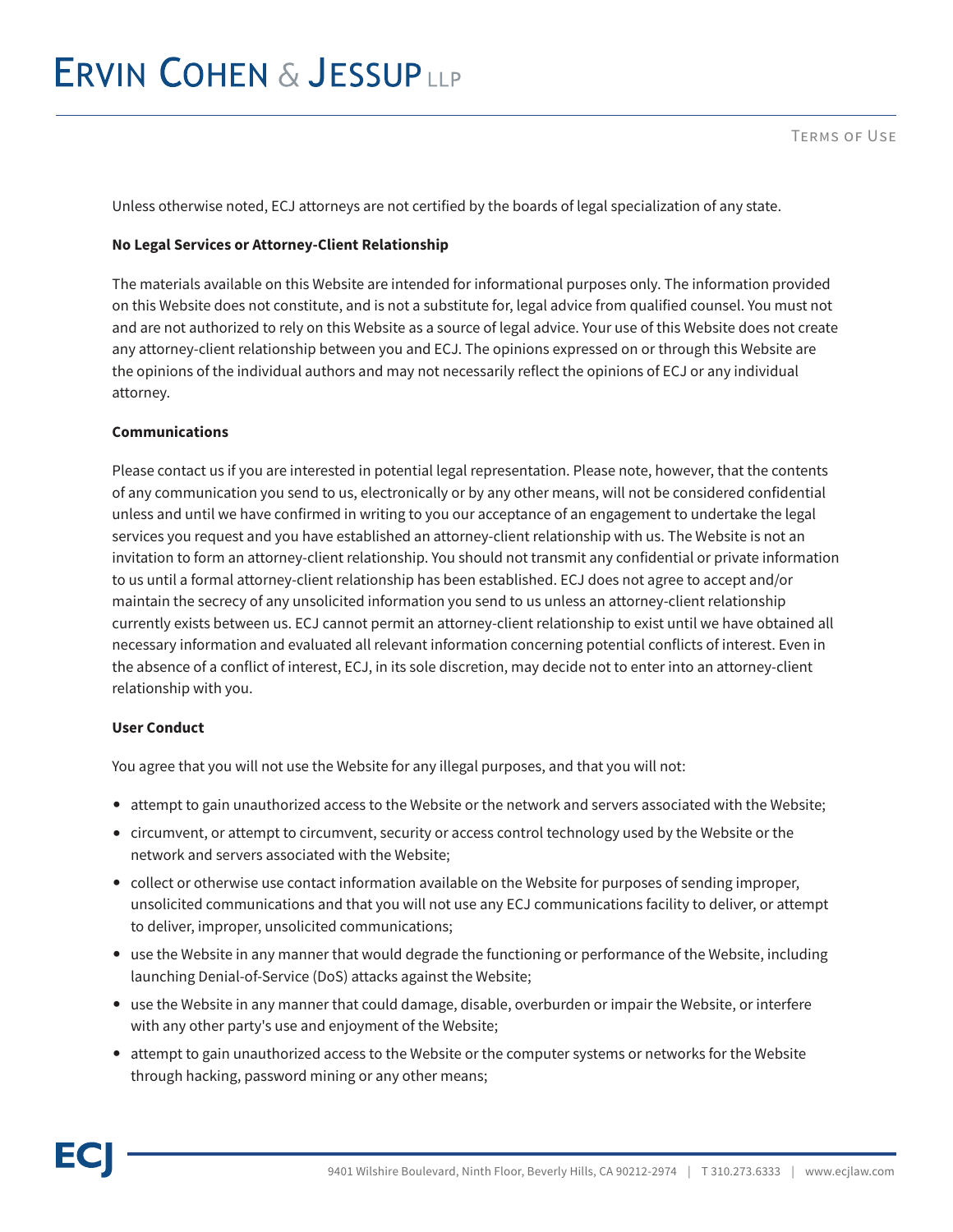Unless otherwise noted, ECJ attorneys are not certified by the boards of legal specialization of any state.

**No Legal Services or Attorney-Client Relationship**

The materials available on this Website are intended for informational purposes only. The information provided on this Website does not constitute, and is not a substitute for, legal advice from qualified counsel. You must not and are not authorized to rely on this Website as a source of legal advice. Your use of this Website does not create any attorney-client relationship between you and ECJ. The opinions expressed on or through this Website are the opinions of the individual authors and may not necessarily reflect the opinions of ECJ or any individual attorney.

**Communications**

Please contact us if you are interested in potential legal representation. Please note, however, that the contents of any communication you send to us, electronically or by any other means, will not be considered confidential unless and until we have confirmed in writing to you our acceptance of an engagement to undertake the legal services you request and you have established an attorney-client relationship with us. The Website is not an invitation to form an attorney-client relationship. You should not transmit any confidential or private information to us until a formal attorney-client relationship has been established. ECJ does not agree to accept and/or maintain the secrecy of any unsolicited information you send to us unless an attorney-client relationship currently exists between us. ECJ cannot permit an attorney-client relationship to exist until we have obtained all necessary information and evaluated all relevant information concerning potential conflicts of interest. Even in the absence of a conflict of interest, ECJ, in its sole discretion, may decide not to enter into an attorney-client relationship with you.

**User Conduct**

You agree that you will not use the Website for any illegal purposes, and that you will not:

- attempt to gain unauthorized access to the Website or the network and servers associated with the Website;
- circumvent, or attempt to circumvent, security or access control technology used by the Website or the network and servers associated with the Website;
- collect or otherwise use contact information available on the Website for purposes of sending improper, unsolicited communications and that you will not use any ECJ communications facility to deliver, or attempt to deliver, improper, unsolicited communications;
- use the Website in any manner that would degrade the functioning or performance of the Website, including launching Denial-of-Service (DoS) attacks against the Website;
- use the Website in any manner that could damage, disable, overburden or impair the Website, or interfere with any other party's use and enjoyment of the Website;
- attempt to gain unauthorized access to the Website or the computer systems or networks for the Website through hacking, password mining or any other means;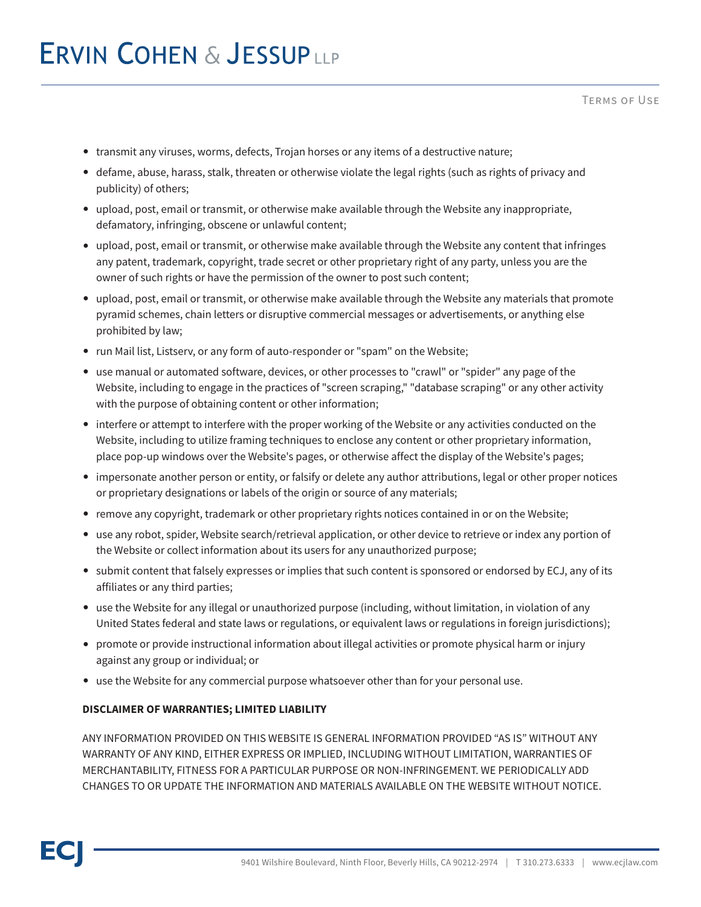- transmit any viruses, worms, defects, Trojan horses or any items of a destructive nature;
- defame, abuse, harass, stalk, threaten or otherwise violate the legal rights (such as rights of privacy and publicity) of others;
- upload, post, email or transmit, or otherwise make available through the Website any inappropriate, defamatory, infringing, obscene or unlawful content;
- upload, post, email or transmit, or otherwise make available through the Website any content that infringes any patent, trademark, copyright, trade secret or other proprietary right of any party, unless you are the owner of such rights or have the permission of the owner to post such content;
- upload, post, email or transmit, or otherwise make available through the Website any materials that promote pyramid schemes, chain letters or disruptive commercial messages or advertisements, or anything else prohibited by law;
- run Mail list, Listserv, or any form of auto-responder or "spam" on the Website;
- use manual or automated software, devices, or other processes to "crawl" or "spider" any page of the Website, including to engage in the practices of "screen scraping," "database scraping" or any other activity with the purpose of obtaining content or other information;
- interfere or attempt to interfere with the proper working of the Website or any activities conducted on the Website, including to utilize framing techniques to enclose any content or other proprietary information, place pop-up windows over the Website's pages, or otherwise affect the display of the Website's pages;
- impersonate another person or entity, or falsify or delete any author attributions, legal or other proper notices or proprietary designations or labels of the origin or source of any materials;
- remove any copyright, trademark or other proprietary rights notices contained in or on the Website;
- use any robot, spider, Website search/retrieval application, or other device to retrieve or index any portion of the Website or collect information about its users for any unauthorized purpose;
- submit content that falsely expresses or implies that such content is sponsored or endorsed by ECJ, any of its affiliates or any third parties;
- use the Website for any illegal or unauthorized purpose (including, without limitation, in violation of any United States federal and state laws or regulations, or equivalent laws or regulations in foreign jurisdictions);
- promote or provide instructional information about illegal activities or promote physical harm or injury against any group or individual; or
- use the Website for any commercial purpose whatsoever other than for your personal use.

**DISCLAIMER OF WARRANTIES; LIMITED LIABILITY**

ANY INFORMATION PROVIDED ON THIS WEBSITE IS GENERAL INFORMATION PROVIDED "AS IS" WITHOUT ANY WARRANTY OF ANY KIND, EITHER EXPRESS OR IMPLIED, INCLUDING WITHOUT LIMITATION, WARRANTIES OF MERCHANTABILITY, FITNESS FOR A PARTICULAR PURPOSE OR NON-INFRINGEMENT. WE PERIODICALLY ADD CHANGES TO OR UPDATE THE INFORMATION AND MATERIALS AVAILABLE ON THE WEBSITE WITHOUT NOTICE.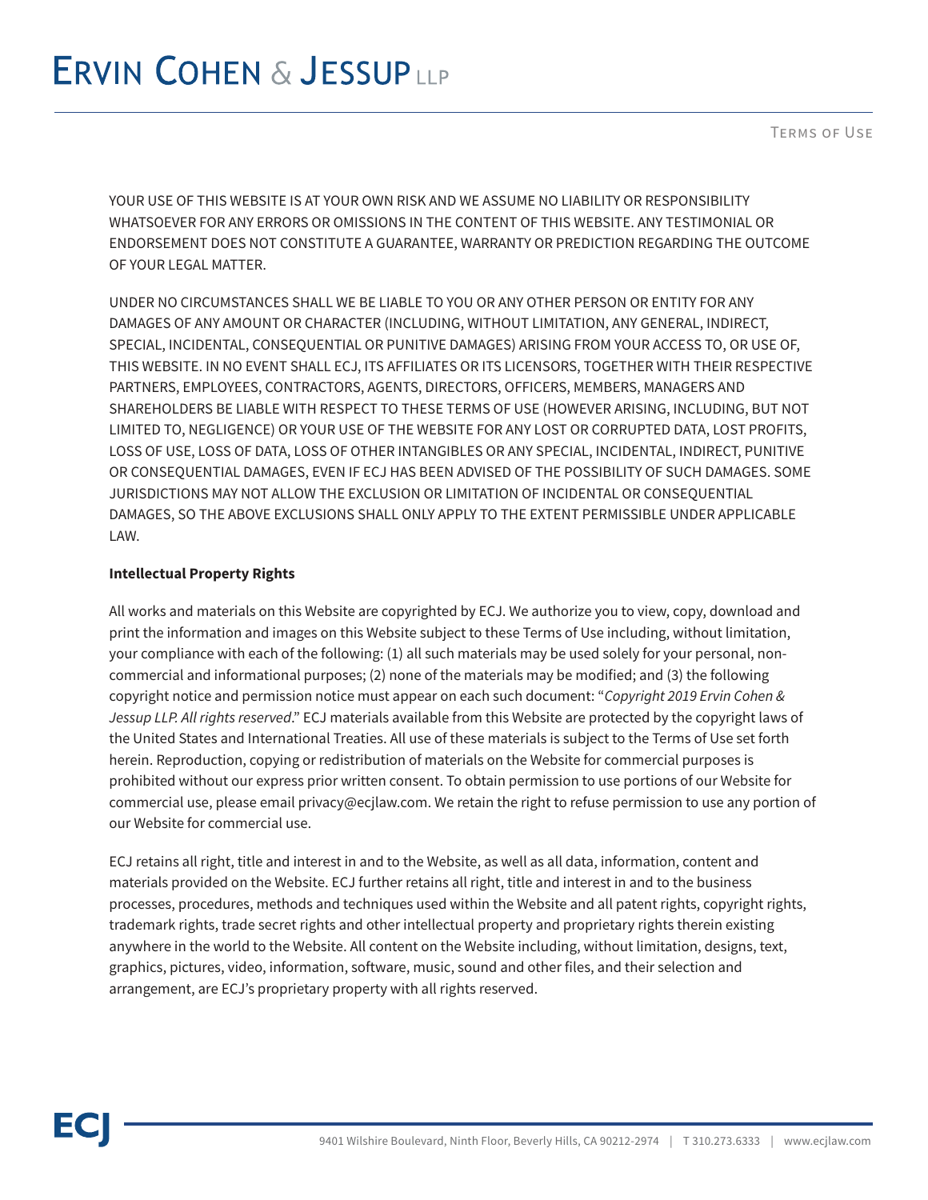YOUR USE OF THIS WEBSITE IS AT YOUR OWN RISK AND WE ASSUME NO LIABILITY OR RESPONSIBILITY WHATSOEVER FOR ANY ERRORS OR OMISSIONS IN THE CONTENT OF THIS WEBSITE. ANY TESTIMONIAL OR ENDORSEMENT DOES NOT CONSTITUTE A GUARANTEE, WARRANTY OR PREDICTION REGARDING THE OUTCOME OF YOUR LEGAL MATTER.

UNDER NO CIRCUMSTANCES SHALL WE BE LIABLE TO YOU OR ANY OTHER PERSON OR ENTITY FOR ANY DAMAGES OF ANY AMOUNT OR CHARACTER (INCLUDING, WITHOUT LIMITATION, ANY GENERAL, INDIRECT, SPECIAL, INCIDENTAL, CONSEQUENTIAL OR PUNITIVE DAMAGES) ARISING FROM YOUR ACCESS TO, OR USE OF, THIS WEBSITE. IN NO EVENT SHALL ECJ, ITS AFFILIATES OR ITS LICENSORS, TOGETHER WITH THEIR RESPECTIVE PARTNERS, EMPLOYEES, CONTRACTORS, AGENTS, DIRECTORS, OFFICERS, MEMBERS, MANAGERS AND SHAREHOLDERS BE LIABLE WITH RESPECT TO THESE TERMS OF USE (HOWEVER ARISING, INCLUDING, BUT NOT LIMITED TO, NEGLIGENCE) OR YOUR USE OF THE WEBSITE FOR ANY LOST OR CORRUPTED DATA, LOST PROFITS, LOSS OF USE, LOSS OF DATA, LOSS OF OTHER INTANGIBLES OR ANY SPECIAL, INCIDENTAL, INDIRECT, PUNITIVE OR CONSEQUENTIAL DAMAGES, EVEN IF ECJ HAS BEEN ADVISED OF THE POSSIBILITY OF SUCH DAMAGES. SOME JURISDICTIONS MAY NOT ALLOW THE EXCLUSION OR LIMITATION OF INCIDENTAL OR CONSEQUENTIAL DAMAGES, SO THE ABOVE EXCLUSIONS SHALL ONLY APPLY TO THE EXTENT PERMISSIBLE UNDER APPLICABLE LAW.

**Intellectual Property Rights**

All works and materials on this Website are copyrighted by ECJ. We authorize you to view, copy, download and print the information and images on this Website subject to these Terms of Use including, without limitation, your compliance with each of the following: (1) all such materials may be used solely for your personal, non-commercial and informational purposes; (2) none of the materials may be modified; and (3) the following copyright notice and permission notice must appear on each such document: "*Copyright 2019 Ervin Cohen & Jessup LLP. All rights reserved*." ECJ materials available from this Website are protected by the copyright laws of the United States and International Treaties. All use of these materials is subject to the Terms of Use set forth herein. Reproduction, copying or redistribution of materials on the Website for commercial purposes is prohibited without our express prior written consent. To obtain permission to use portions of our Website for commercial use, please email privacy@ecjlaw.com. We retain the right to refuse permission to use any portion of our Website for commercial use.

ECJ retains all right, title and interest in and to the Website, as well as all data, information, content and materials provided on the Website. ECJ further retains all right, title and interest in and to the business processes, procedures, methods and techniques used within the Website and all patent rights, copyright rights, trademark rights, trade secret rights and other intellectual property and proprietary rights therein existing anywhere in the world to the Website. All content on the Website including, without limitation, designs, text, graphics, pictures, video, information, software, music, sound and other files, and their selection and arrangement, are ECJ's proprietary property with all rights reserved.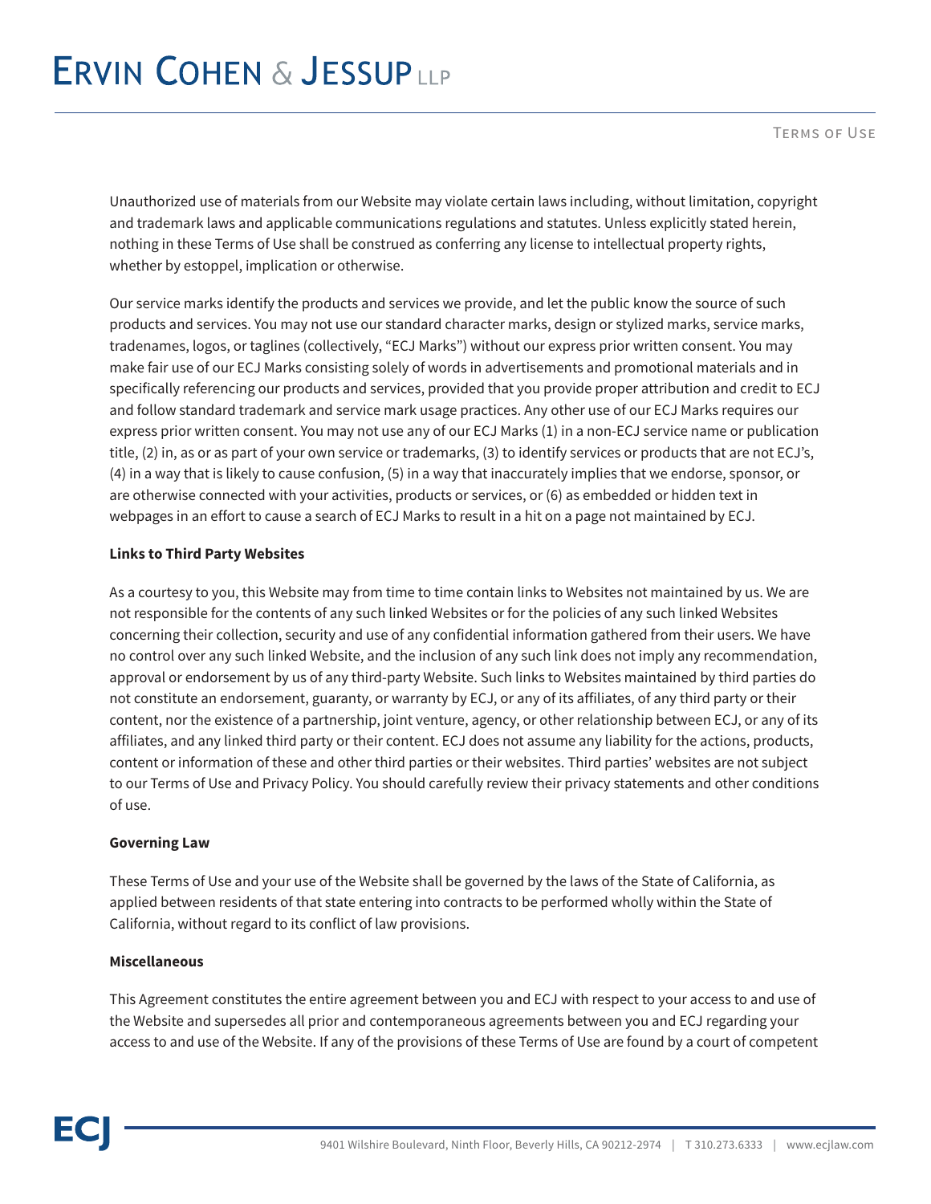Unauthorized use of materials from our Website may violate certain laws including, without limitation, copyright and trademark laws and applicable communications regulations and statutes. Unless explicitly stated herein, nothing in these Terms of Use shall be construed as conferring any license to intellectual property rights, whether by estoppel, implication or otherwise.

Our service marks identify the products and services we provide, and let the public know the source of such products and services. You may not use our standard character marks, design or stylized marks, service marks, tradenames, logos, or taglines (collectively, "ECJ Marks") without our express prior written consent. You may make fair use of our ECJ Marks consisting solely of words in advertisements and promotional materials and in specifically referencing our products and services, provided that you provide proper attribution and credit to ECJ and follow standard trademark and service mark usage practices. Any other use of our ECJ Marks requires our express prior written consent. You may not use any of our ECJ Marks (1) in a non-ECJ service name or publication title, (2) in, as or as part of your own service or trademarks, (3) to identify services or products that are not ECJ's, (4) in a way that is likely to cause confusion, (5) in a way that inaccurately implies that we endorse, sponsor, or are otherwise connected with your activities, products or services, or (6) as embedded or hidden text in webpages in an effort to cause a search of ECJ Marks to result in a hit on a page not maintained by ECJ.

**Links to Third Party Websites**

As a courtesy to you, this Website may from time to time contain links to Websites not maintained by us. We are not responsible for the contents of any such linked Websites or for the policies of any such linked Websites concerning their collection, security and use of any confidential information gathered from their users. We have no control over any such linked Website, and the inclusion of any such link does not imply any recommendation, approval or endorsement by us of any third-party Website. Such links to Websites maintained by third parties do not constitute an endorsement, guaranty, or warranty by ECJ, or any of its affiliates, of any third party or their content, nor the existence of a partnership, joint venture, agency, or other relationship between ECJ, or any of its affiliates, and any linked third party or their content. ECJ does not assume any liability for the actions, products, content or information of these and other third parties or their websites. Third parties' websites are not subject to our Terms of Use and Privacy Policy. You should carefully review their privacy statements and other conditions of use.

**Governing Law**

These Terms of Use and your use of the Website shall be governed by the laws of the State of California, as applied between residents of that state entering into contracts to be performed wholly within the State of California, without regard to its conflict of law provisions.

**Miscellaneous**

This Agreement constitutes the entire agreement between you and ECJ with respect to your access to and use of the Website and supersedes all prior and contemporaneous agreements between you and ECJ regarding your access to and use of the Website. If any of the provisions of these Terms of Use are found by a court of competent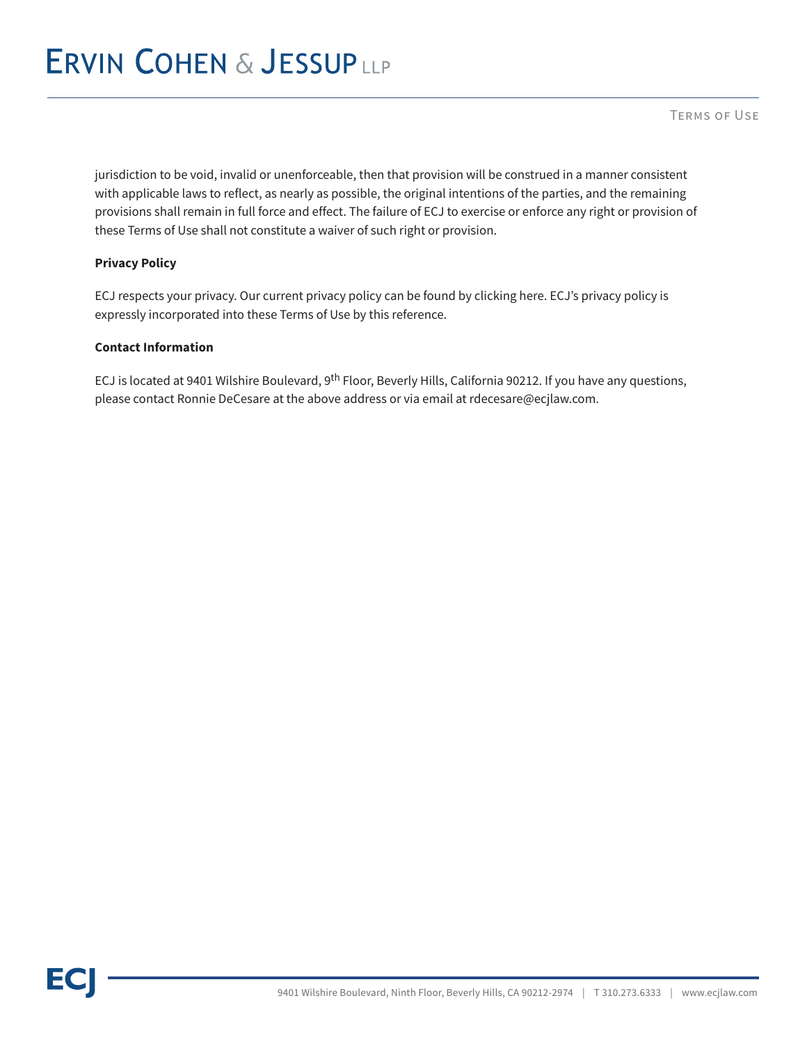jurisdiction to be void, invalid or unenforceable, then that provision will be construed in a manner consistent with applicable laws to reflect, as nearly as possible, the original intentions of the parties, and the remaining provisions shall remain in full force and effect. The failure of ECJ to exercise or enforce any right or provision of these Terms of Use shall not constitute a waiver of such right or provision.

**Privacy Policy**

ECJ respects your privacy. Our current privacy policy can be found by clicking here. ECJ's privacy policy is expressly incorporated into these Terms of Use by this reference.

**Contact Information**

ECJ is located at 9401 Wilshire Boulevard, 9th Floor, Beverly Hills, California 90212. If you have any questions, please contact Ronnie DeCesare at the above address or via email at rdecesare@ecjlaw.com.